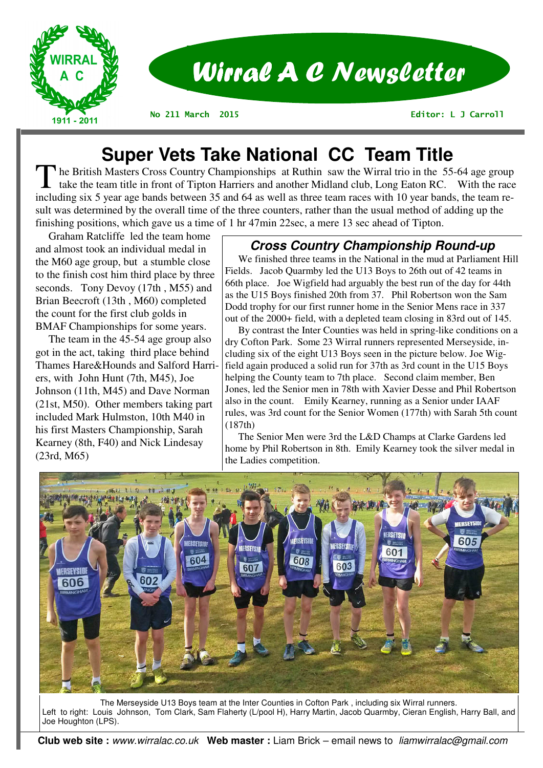# Wirral A C Newsletter

No 211 March 2015 Editor: L J Carroll

## Super Vets Take National CC Team Title

The British Masters Cross Country Championships at Ruthin saw the Wirral trio in the 55-64 age group take the team title in front of Tipton Harriers and another Midland club, Long Eaton RC. With the race including six 5 year age bands between 35 and 64 as well as three team races with 10 year bands, the team result was determined by the overall time of the three counters, rather than the usual method of adding up the finishing positions, which gave us a time of 1 hr 47min 22sec, a mere 13 sec ahead of Tipton.

Graham Ratcliffe led the team home and almost took an individual medal in the M60 age group, but a stumble close to the finish cost him third place by three seconds. Tony Devoy (17th , M55) and Brian Beecroft (13th , M60) completed the count for the first club golds in BMAF Championships for some years.

The team in the 45-54 age group also got in the act, taking third place behind Thames Hare&Hounds and Salford Harriers, with John Hunt (7th, M45), Joe Johnson (11th, M45) and Dave Norman (21st, M50). Other members taking part included Mark Hulmston, 10th M40 in his first Masters Championship, Sarah Kearney (8th, F40) and Nick Lindesay (23rd, M65)

### Cross Country Championship Round-up

We finished three teams in the National in the mud at Parliament Hill Fields. Jacob Quarmby led the U13 Boys to 26th out of 42 teams in 66th place. Joe Wigfield had arguably the best run of the day for 44th as the U15 Boys finished 20th from 37. Phil Robertson won the Sam Dodd trophy for our first runner home in the Senior Mens race in 337 out of the 2000+ field, with a depleted team closing in 83rd out of 145.

By contrast the Inter Counties was held in spring-like conditions on a dry Cofton Park. Some 23 Wirral runners represented Merseyside, including six of the eight U13 Boys seen in the picture below. Joe Wigfield again produced a solid run for 37th as 3rd count in the U15 Boys helping the County team to 7th place. Second claim member, Ben Jones, led the Senior men in 78th with Xavier Desse and Phil Robertson also in the count. Emily Kearney, running as a Senior under IAAF rules, was 3rd count for the Senior Women (177th) with Sarah 5th count (187th)

The Senior Men were 3rd the L&D Champs at Clarke Gardens led home by Phil Robertson in 8th. Emily Kearney took the silver medal in the Ladies competition.

The Merseyside U13 Boys team at the Inter Counties in Cofton Park , including six Wirral runners.
Left to right: Louis Johnson, Tom Clark, Sam Flaherty (L/pool H), Harry Martin, Jacob Quarmby, Cieran English, Harry Ball, and Joe Houghton (LPS).

**Club web site :** *www.wirralac.co.uk* **Web master :** Liam Brick – email news to *liamwirralac@gmail.com*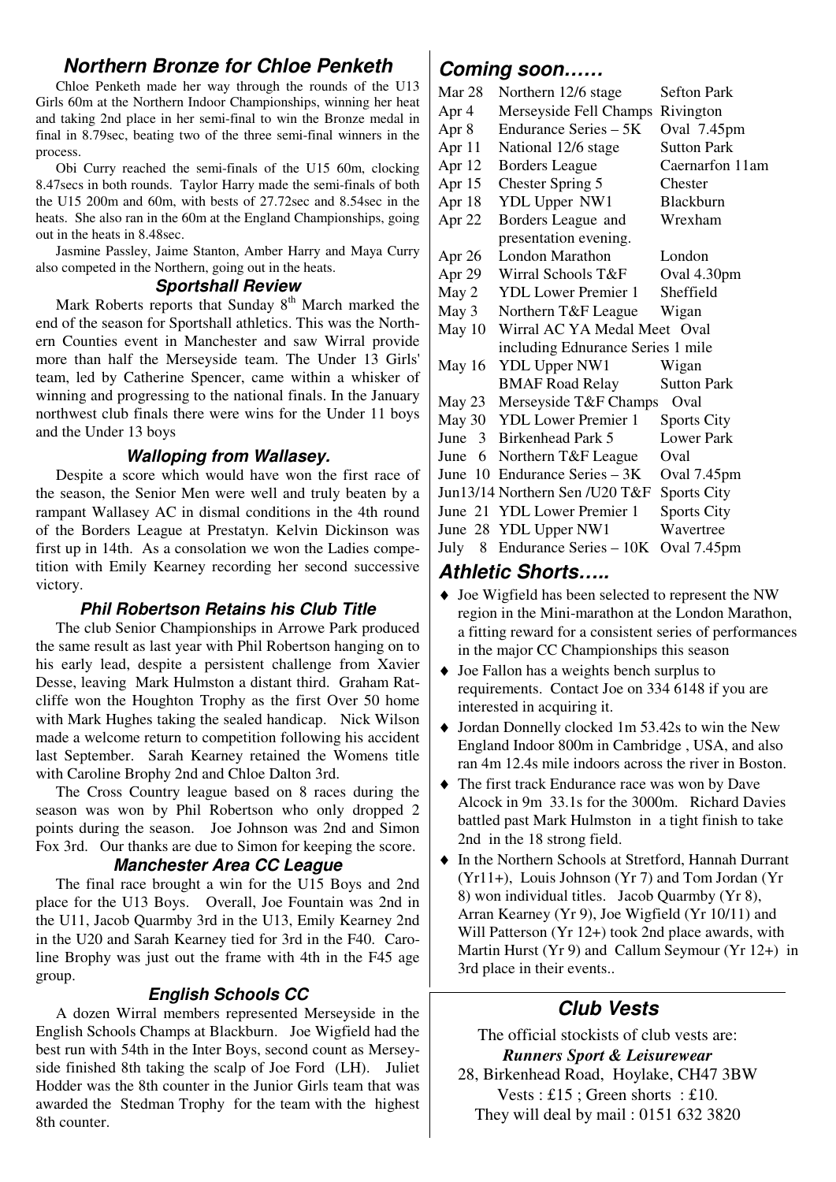## Northern Bronze for Chloe Penketh

Chloe Penketh made her way through the rounds of the U13 Girls 60m at the Northern Indoor Championships, winning her heat and taking 2nd place in her semi-final to win the Bronze medal in final in 8.79sec, beating two of the three semi-final winners in the process.

Obi Curry reached the semi-finals of the U15 60m, clocking 8.47secs in both rounds. Taylor Harry made the semi-finals of both the U15 200m and 60m, with bests of 27.72sec and 8.54sec in the heats. She also ran in the 60m at the England Championships, going out in the heats in 8.48sec.

Jasmine Passley, Jaime Stanton, Amber Harry and Maya Curry also competed in the Northern, going out in the heats.

### Sportshall Review

Mark Roberts reports that Sunday 8th March marked the end of the season for Sportshall athletics. This was the Northern Counties event in Manchester and saw Wirral provide more than half the Merseyside team. The Under 13 Girls' team, led by Catherine Spencer, came within a whisker of winning and progressing to the national finals. In the January northwest club finals there were wins for the Under 11 boys and the Under 13 boys

### Walloping from Wallasey.

Despite a score which would have won the first race of the season, the Senior Men were well and truly beaten by a rampant Wallasey AC in dismal conditions in the 4th round of the Borders League at Prestatyn. Kelvin Dickinson was first up in 14th. As a consolation we won the Ladies competition with Emily Kearney recording her second successive victory.

### Phil Robertson Retains his Club Title

The club Senior Championships in Arrowe Park produced the same result as last year with Phil Robertson hanging on to his early lead, despite a persistent challenge from Xavier Desse, leaving Mark Hulmston a distant third. Graham Ratcliffe won the Houghton Trophy as the first Over 50 home with Mark Hughes taking the sealed handicap. Nick Wilson made a welcome return to competition following his accident last September. Sarah Kearney retained the Womens title with Caroline Brophy 2nd and Chloe Dalton 3rd.

The Cross Country league based on 8 races during the season was won by Phil Robertson who only dropped 2 points during the season. Joe Johnson was 2nd and Simon Fox 3rd. Our thanks are due to Simon for keeping the score.

### Manchester Area CC League

The final race brought a win for the U15 Boys and 2nd place for the U13 Boys. Overall, Joe Fountain was 2nd in the U11, Jacob Quarmby 3rd in the U13, Emily Kearney 2nd in the U20 and Sarah Kearney tied for 3rd in the F40. Caroline Brophy was just out the frame with 4th in the F45 age group.

### English Schools CC

A dozen Wirral members represented Merseyside in the English Schools Champs at Blackburn. Joe Wigfield had the best run with 54th in the Inter Boys, second count as Merseyside finished 8th taking the scalp of Joe Ford (LH). Juliet Hodder was the 8th counter in the Junior Girls team that was awarded the Stedman Trophy for the team with the highest 8th counter.

## Coming soon……

| | | |
|---|---|---|
| Mar 28 | Northern 12/6 stage | Sefton Park |
| Apr 4 | Merseyside Fell Champs | Rivington |
| Apr 8 | Endurance Series – 5K | Oval 7.45pm |
| Apr 11 | National 12/6 stage | Sutton Park |
| Apr 12 | Borders League | Caernarfon 11am |
| Apr 15 | Chester Spring 5 | Chester |
| Apr 18 | YDL Upper NW1 | Blackburn |
| Apr 22 | Borders League and presentation evening. | Wrexham |
| Apr 26 | London Marathon | London |
| Apr 29 | Wirral Schools T&F | Oval 4.30pm |
| May 2 | YDL Lower Premier 1 | Sheffield |
| May 3 | Northern T&F League | Wigan |
| May 10 | Wirral AC YA Medal Meet including Ednurance Series 1 mile | Oval |
| May 16 | YDL Upper NW1 | Wigan |
| | BMAF Road Relay | Sutton Park |
| May 23 | Merseyside T&F Champs | Oval |
| May 30 | YDL Lower Premier 1 | Sports City |
| June 3 | Birkenhead Park 5 | Lower Park |
| June 6 | Northern T&F League | Oval |
| June 10 | Endurance Series – 3K | Oval 7.45pm |
| Jun13/14 | Northern Sen /U20 T&F | Sports City |
| June 21 | YDL Lower Premier 1 | Sports City |
| June 28 | YDL Upper NW1 | Wavertree |
| July 8 | Endurance Series – 10K | Oval 7.45pm |

## Athletic Shorts…..

- Joe Wigfield has been selected to represent the NW region in the Mini-marathon at the London Marathon, a fitting reward for a consistent series of performances in the major CC Championships this season
- Joe Fallon has a weights bench surplus to requirements. Contact Joe on 334 6148 if you are interested in acquiring it.
- Jordan Donnelly clocked 1m 53.42s to win the New England Indoor 800m in Cambridge , USA, and also ran 4m 12.4s mile indoors across the river in Boston.
- The first track Endurance race was won by Dave Alcock in 9m 33.1s for the 3000m. Richard Davies battled past Mark Hulmston in a tight finish to take 2nd in the 18 strong field.
- In the Northern Schools at Stretford, Hannah Durrant (Yr11+), Louis Johnson (Yr 7) and Tom Jordan (Yr 8) won individual titles. Jacob Quarmby (Yr 8), Arran Kearney (Yr 9), Joe Wigfield (Yr 10/11) and Will Patterson (Yr 12+) took 2nd place awards, with Martin Hurst (Yr 9) and Callum Seymour (Yr 12+) in 3rd place in their events..

## Club Vests

The official stockists of club vests are:

***Runners Sport & Leisurewear***

28, Birkenhead Road, Hoylake, CH47 3BW

Vests : £15 ; Green shorts : £10.

They will deal by mail : 0151 632 3820